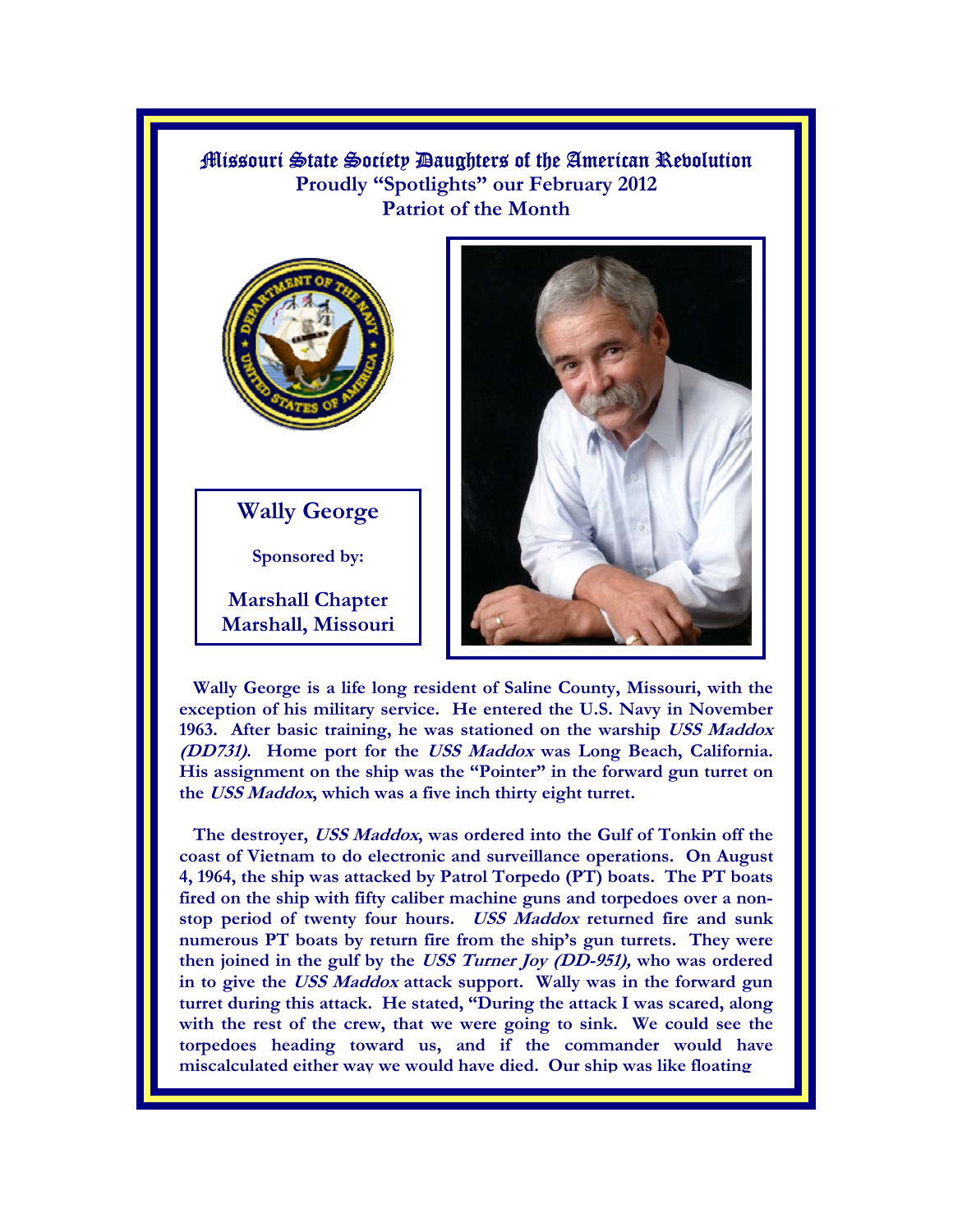# Missouri State Society Daughters of the American Revolution

**Proudly "Spotlights" our February 2012**
**Patriot of the Month**

## Wally George

**Sponsored by:**

**Marshall Chapter**
**Marshall, Missouri**

**Wally George is a life long resident of Saline County, Missouri, with the exception of his military service. He entered the U.S. Navy in November 1963. After basic training, he was stationed on the warship *USS Maddox (DD731)*. Home port for the *USS Maddox* was Long Beach, California. His assignment on the ship was the "Pointer" in the forward gun turret on the *USS Maddox*, which was a five inch thirty eight turret.**

**The destroyer, *USS Maddox*, was ordered into the Gulf of Tonkin off the coast of Vietnam to do electronic and surveillance operations. On August 4, 1964, the ship was attacked by Patrol Torpedo (PT) boats. The PT boats fired on the ship with fifty caliber machine guns and torpedoes over a non-stop period of twenty four hours. *USS Maddox* returned fire and sunk numerous PT boats by return fire from the ship's gun turrets. They were then joined in the gulf by the *USS Turner Joy (DD-951),* who was ordered in to give the *USS Maddox* attack support. Wally was in the forward gun turret during this attack. He stated, "During the attack I was scared, along with the rest of the crew, that we were going to sink. We could see the torpedoes heading toward us, and if the commander would have miscalculated either way we would have died. Our ship was like floating**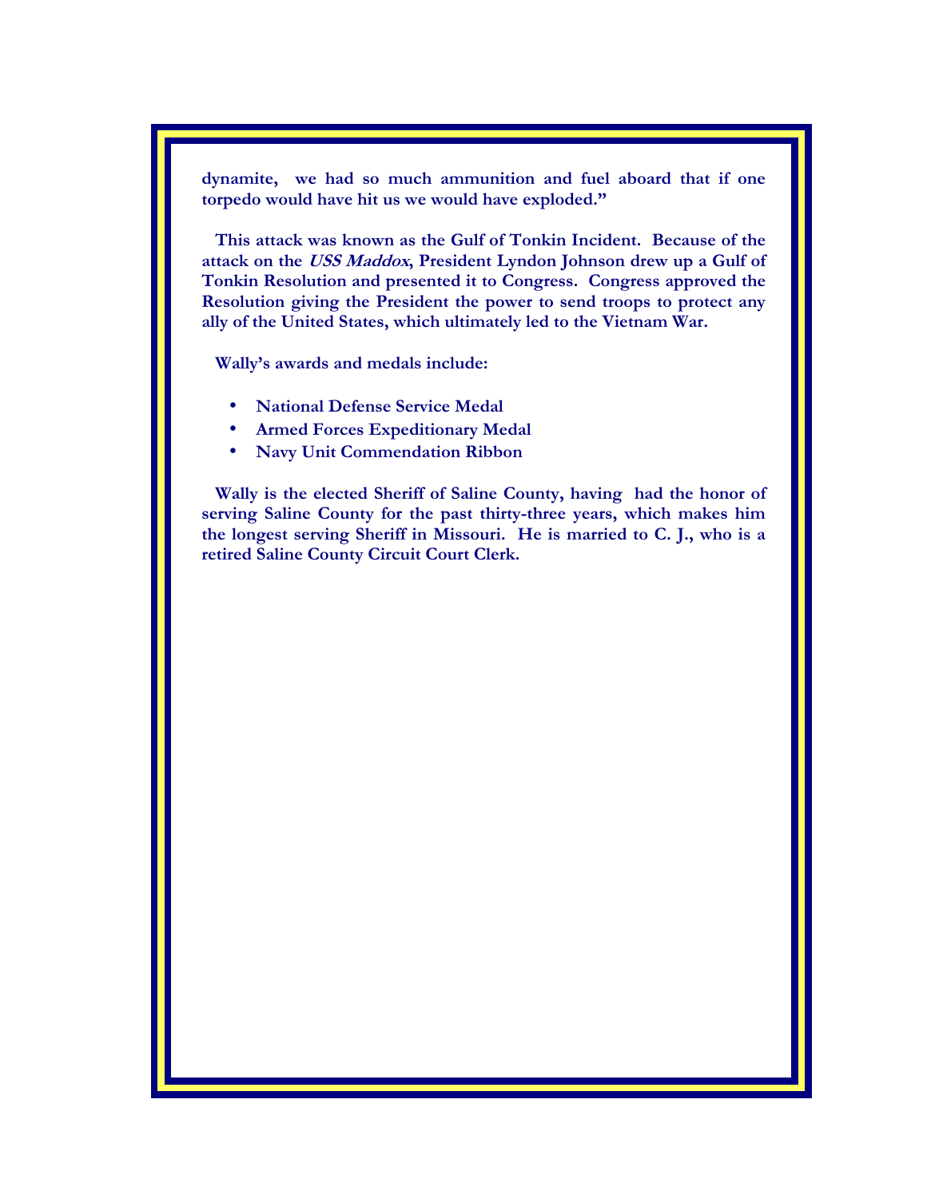**dynamite, we had so much ammunition and fuel aboard that if one torpedo would have hit us we would have exploded."**

**This attack was known as the Gulf of Tonkin Incident. Because of the attack on the *USS Maddox*, President Lyndon Johnson drew up a Gulf of Tonkin Resolution and presented it to Congress. Congress approved the Resolution giving the President the power to send troops to protect any ally of the United States, which ultimately led to the Vietnam War.**

**Wally's awards and medals include:**

- **National Defense Service Medal**
- **Armed Forces Expeditionary Medal**
- **Navy Unit Commendation Ribbon**

**Wally is the elected Sheriff of Saline County, having had the honor of serving Saline County for the past thirty-three years, which makes him the longest serving Sheriff in Missouri. He is married to C. J., who is a retired Saline County Circuit Court Clerk.**